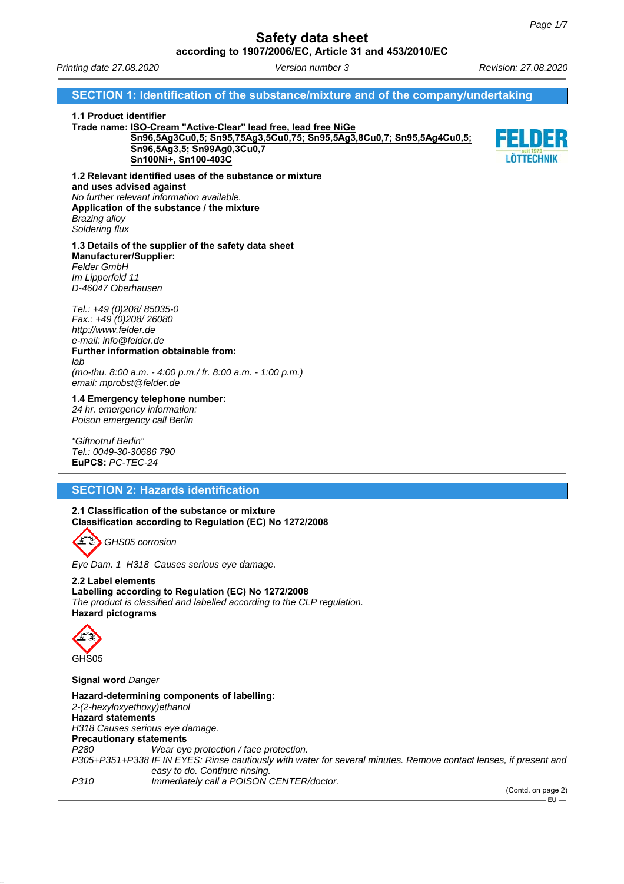# Safety data sheet

**according to 1907/2006/EC, Article 31 and 453/2010/EC**

*Printing date 27.08.2020* *Version number 3* *Revision: 27.08.2020*

## SECTION 1: Identification of the substance/mixture and of the company/undertaking

**1.1 Product identifier**

**Trade name:** **ISO-Cream "Active-Clear" lead free, lead free NiGe Sn96,5Ag3Cu0,5; Sn95,75Ag3,5Cu0,75; Sn95,5Ag3,8Cu0,7; Sn95,5Ag4Cu0,5; Sn96,5Ag3,5; Sn99Ag0,3Cu0,7 Sn100Ni+, Sn100-403C**

**1.2 Relevant identified uses of the substance or mixture and uses advised against**
*No further relevant information available.*
**Application of the substance / the mixture**
*Brazing alloy*
*Soldering flux*

**1.3 Details of the supplier of the safety data sheet**
**Manufacturer/Supplier:**
*Felder GmbH*
*Im Lipperfeld 11*
*D-46047 Oberhausen*

*Tel.: +49 (0)208/ 85035-0*
*Fax.: +49 (0)208/ 26080*
*http://www.felder.de*
*e-mail: info@felder.de*
**Further information obtainable from:**
*lab*
*(mo-thu. 8:00 a.m. - 4:00 p.m./ fr. 8:00 a.m. - 1:00 p.m.)*
*email: mprobst@felder.de*

**1.4 Emergency telephone number:**
*24 hr. emergency information:*
*Poison emergency call Berlin*

*"Giftnotruf Berlin"*
*Tel.: 0049-30-30686 790*
**EuPCS:** *PC-TEC-24*

## SECTION 2: Hazards identification

**2.1 Classification of the substance or mixture**
**Classification according to Regulation (EC) No 1272/2008**

*GHS05 corrosion*

*Eye Dam. 1 H318 Causes serious eye damage.*

**2.2 Label elements**
**Labelling according to Regulation (EC) No 1272/2008**
*The product is classified and labelled according to the CLP regulation.*
**Hazard pictograms**

GHS05

**Signal word** *Danger*

**Hazard-determining components of labelling:**
*2-(2-hexyloxyethoxy)ethanol*
**Hazard statements**
*H318 Causes serious eye damage.*
**Precautionary statements**

| | |
|---|---|
| *P280* | *Wear eye protection / face protection.* |
| *P305+P351+P338* | *IF IN EYES: Rinse cautiously with water for several minutes. Remove contact lenses, if present and easy to do. Continue rinsing.* |
| *P310* | *Immediately call a POISON CENTER/doctor.* |

(Contd. on page 2)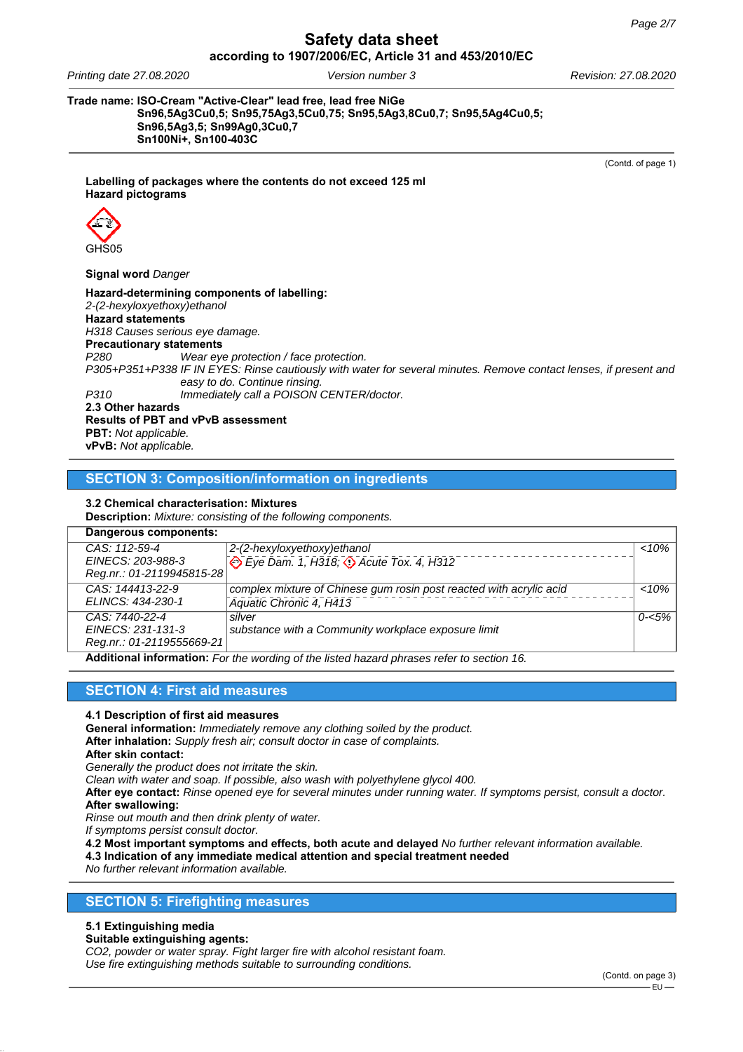**Safety data sheet**
**according to 1907/2006/EC, Article 31 and 453/2010/EC**

*Printing date 27.08.2020* *Version number 3* *Revision: 27.08.2020*

**Trade name: ISO-Cream "Active-Clear" lead free, lead free NiGe**
**Sn96,5Ag3Cu0,5; Sn95,75Ag3,5Cu0,75; Sn95,5Ag3,8Cu0,7; Sn95,5Ag4Cu0,5;**
**Sn96,5Ag3,5; Sn99Ag0,3Cu0,7**
**Sn100Ni+, Sn100-403C**

(Contd. of page 1)

**Labelling of packages where the contents do not exceed 125 ml**
**Hazard pictograms**

GHS05

**Signal word** *Danger*

**Hazard-determining components of labelling:**
*2-(2-hexyloxyethoxy)ethanol*
**Hazard statements**
*H318 Causes serious eye damage.*
**Precautionary statements**
*P280 Wear eye protection / face protection.*
*P305+P351+P338 IF IN EYES: Rinse cautiously with water for several minutes. Remove contact lenses, if present and easy to do. Continue rinsing.*
*P310 Immediately call a POISON CENTER/doctor.*
**2.3 Other hazards**
**Results of PBT and vPvB assessment**
**PBT:** *Not applicable.*
**vPvB:** *Not applicable.*

## SECTION 3: Composition/information on ingredients

**3.2 Chemical characterisation: Mixtures**
**Description:** *Mixture: consisting of the following components.*

**Dangerous components:**

| Identifiers | Substance / Classification | Concentration |
|---|---|---|
| CAS: 112-59-4<br>EINECS: 203-988-3<br>Reg.nr.: 01-2119945815-28 | 2-(2-hexyloxyethoxy)ethanol<br>Eye Dam. 1, H318; Acute Tox. 4, H312 | <10% |
| CAS: 144413-22-9<br>ELINCS: 434-230-1 | complex mixture of Chinese gum rosin post reacted with acrylic acid<br>Aquatic Chronic 4, H413 | <10% |
| CAS: 7440-22-4<br>EINECS: 231-131-3<br>Reg.nr.: 01-2119555669-21 | silver<br>substance with a Community workplace exposure limit | 0-<5% |

**Additional information:** *For the wording of the listed hazard phrases refer to section 16.*

## SECTION 4: First aid measures

**4.1 Description of first aid measures**
**General information:** *Immediately remove any clothing soiled by the product.*
**After inhalation:** *Supply fresh air; consult doctor in case of complaints.*
**After skin contact:**
*Generally the product does not irritate the skin.*
*Clean with water and soap. If possible, also wash with polyethylene glycol 400.*
**After eye contact:** *Rinse opened eye for several minutes under running water. If symptoms persist, consult a doctor.*
**After swallowing:**
*Rinse out mouth and then drink plenty of water.*
*If symptoms persist consult doctor.*
**4.2 Most important symptoms and effects, both acute and delayed** *No further relevant information available.*
**4.3 Indication of any immediate medical attention and special treatment needed**
*No further relevant information available.*

## SECTION 5: Firefighting measures

**5.1 Extinguishing media**
**Suitable extinguishing agents:**
*CO2, powder or water spray. Fight larger fire with alcohol resistant foam.*
*Use fire extinguishing methods suitable to surrounding conditions.*

(Contd. on page 3)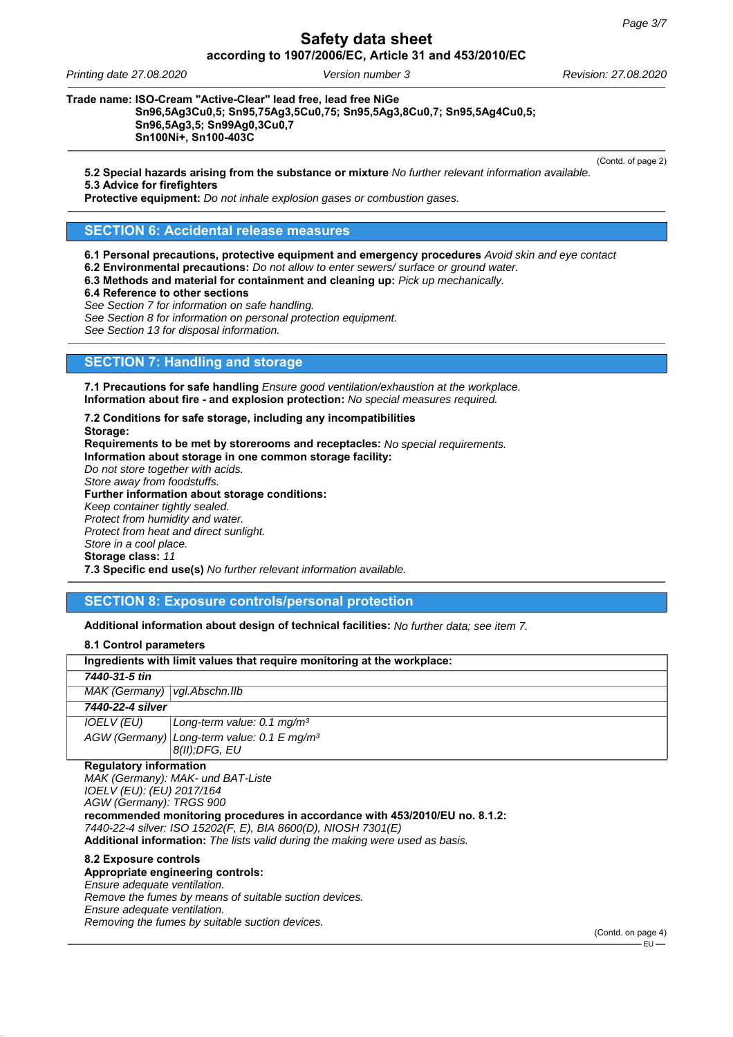**Trade name: ISO-Cream "Active-Clear" lead free, lead free NiGe Sn96,5Ag3Cu0,5; Sn95,75Ag3,5Cu0,75; Sn95,5Ag3,8Cu0,7; Sn95,5Ag4Cu0,5; Sn96,5Ag3,5; Sn99Ag0,3Cu0,7 Sn100Ni+, Sn100-403C**

(Contd. of page 2)

**5.2 Special hazards arising from the substance or mixture** *No further relevant information available.*

**5.3 Advice for firefighters**

**Protective equipment:** *Do not inhale explosion gases or combustion gases.*

## SECTION 6: Accidental release measures

**6.1 Personal precautions, protective equipment and emergency procedures** *Avoid skin and eye contact*

**6.2 Environmental precautions:** *Do not allow to enter sewers/ surface or ground water.*

**6.3 Methods and material for containment and cleaning up:** *Pick up mechanically.*

**6.4 Reference to other sections**

*See Section 7 for information on safe handling.*
*See Section 8 for information on personal protection equipment.*
*See Section 13 for disposal information.*

## SECTION 7: Handling and storage

**7.1 Precautions for safe handling** *Ensure good ventilation/exhaustion at the workplace.*

**Information about fire - and explosion protection:** *No special measures required.*

**7.2 Conditions for safe storage, including any incompatibilities**

**Storage:**

**Requirements to be met by storerooms and receptacles:** *No special requirements.*

**Information about storage in one common storage facility:**

*Do not store together with acids.*
*Store away from foodstuffs.*

**Further information about storage conditions:**

*Keep container tightly sealed.*
*Protect from humidity and water.*
*Protect from heat and direct sunlight.*
*Store in a cool place.*

**Storage class:** *11*

**7.3 Specific end use(s)** *No further relevant information available.*

## SECTION 8: Exposure controls/personal protection

**Additional information about design of technical facilities:** *No further data; see item 7.*

**8.1 Control parameters**

| **Ingredients with limit values that require monitoring at the workplace:** | |
|---|---|
| ***7440-31-5 tin*** | |
| *MAK (Germany)* | *vgl.Abschn.IIb* |
| ***7440-22-4 silver*** | |
| *IOELV (EU)* | *Long-term value: 0.1 mg/m³* |
| *AGW (Germany)* | *Long-term value: 0.1 E mg/m³* *8(II);DFG, EU* |

**Regulatory information**

*MAK (Germany): MAK- und BAT-Liste*
*IOELV (EU): (EU) 2017/164*
*AGW (Germany): TRGS 900*

**recommended monitoring procedures in accordance with 453/2010/EU no. 8.1.2:**

*7440-22-4 silver: ISO 15202(F, E), BIA 8600(D), NIOSH 7301(E)*

**Additional information:** *The lists valid during the making were used as basis.*

**8.2 Exposure controls**

**Appropriate engineering controls:**

*Ensure adequate ventilation.*
*Remove the fumes by means of suitable suction devices.*
*Ensure adequate ventilation.*
*Removing the fumes by suitable suction devices.*

(Contd. on page 4)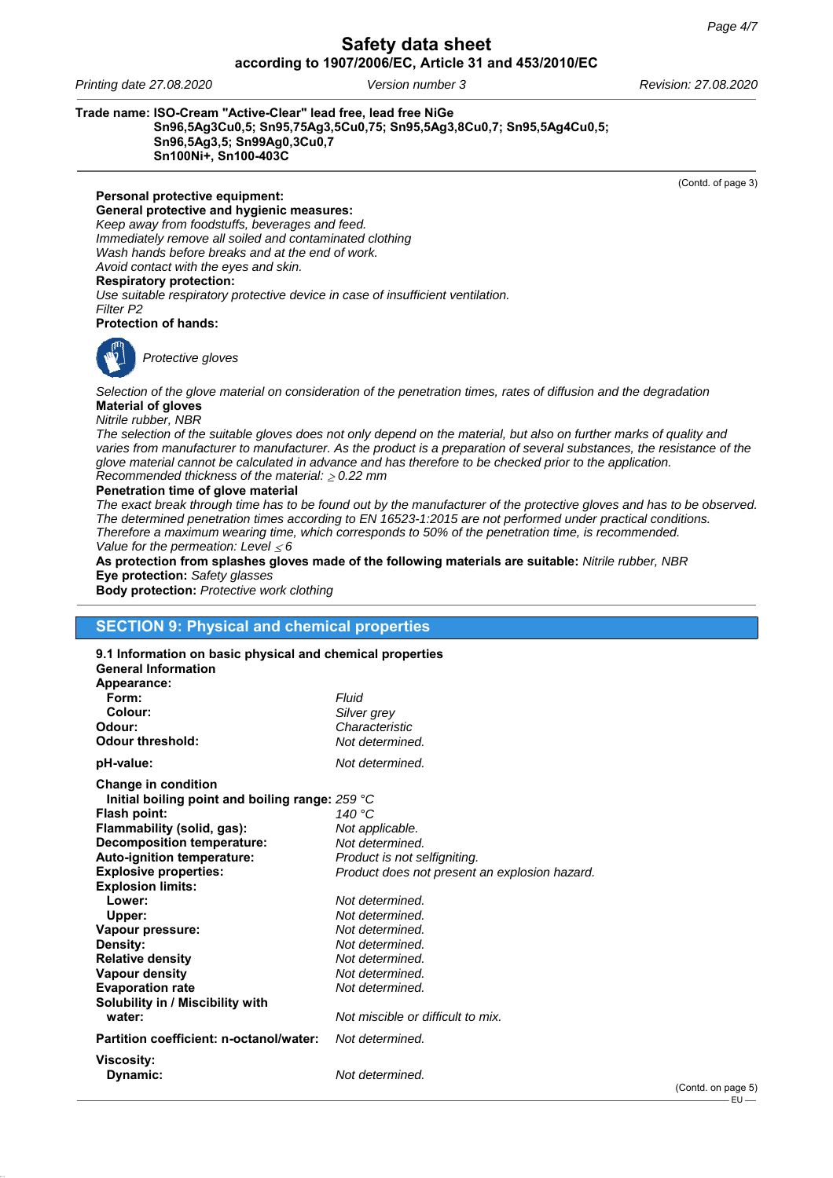**Trade name: ISO-Cream "Active-Clear" lead free, lead free NiGe Sn96,5Ag3Cu0,5; Sn95,75Ag3,5Cu0,75; Sn95,5Ag3,8Cu0,7; Sn95,5Ag4Cu0,5; Sn96,5Ag3,5; Sn99Ag0,3Cu0,7 Sn100Ni+, Sn100-403C**

(Contd. of page 3)

**Personal protective equipment:**
**General protective and hygienic measures:**
*Keep away from foodstuffs, beverages and feed.*
*Immediately remove all soiled and contaminated clothing*
*Wash hands before breaks and at the end of work.*
*Avoid contact with the eyes and skin.*
**Respiratory protection:**
*Use suitable respiratory protective device in case of insufficient ventilation.*
*Filter P2*
**Protection of hands:**

*Protective gloves*

*Selection of the glove material on consideration of the penetration times, rates of diffusion and the degradation*
**Material of gloves**
*Nitrile rubber, NBR*
*The selection of the suitable gloves does not only depend on the material, but also on further marks of quality and varies from manufacturer to manufacturer. As the product is a preparation of several substances, the resistance of the glove material cannot be calculated in advance and has therefore to be checked prior to the application.*
*Recommended thickness of the material: $\geq$ 0.22 mm*
**Penetration time of glove material**
*The exact break through time has to be found out by the manufacturer of the protective gloves and has to be observed.*
*The determined penetration times according to EN 16523-1:2015 are not performed under practical conditions. Therefore a maximum wearing time, which corresponds to 50% of the penetration time, is recommended.*
*Value for the permeation: Level $\leq$ 6*
**As protection from splashes gloves made of the following materials are suitable:** *Nitrile rubber, NBR*
**Eye protection:** *Safety glasses*
**Body protection:** *Protective work clothing*

## SECTION 9: Physical and chemical properties

**9.1 Information on basic physical and chemical properties**
**General Information**

| | |
|---|---|
| **Appearance:** | |
| **Form:** | *Fluid* |
| **Colour:** | *Silver grey* |
| **Odour:** | *Characteristic* |
| **Odour threshold:** | *Not determined.* |
| **pH-value:** | *Not determined.* |
| **Change in condition** | |
| **Initial boiling point and boiling range:** | *259 °C* |
| **Flash point:** | *140 °C* |
| **Flammability (solid, gas):** | *Not applicable.* |
| **Decomposition temperature:** | *Not determined.* |
| **Auto-ignition temperature:** | *Product is not selfigniting.* |
| **Explosive properties:** | *Product does not present an explosion hazard.* |
| **Explosion limits:** | |
| **Lower:** | *Not determined.* |
| **Upper:** | *Not determined.* |
| **Vapour pressure:** | *Not determined.* |
| **Density:** | *Not determined.* |
| **Relative density** | *Not determined.* |
| **Vapour density** | *Not determined.* |
| **Evaporation rate** | *Not determined.* |
| **Solubility in / Miscibility with** | |
| **water:** | *Not miscible or difficult to mix.* |
| **Partition coefficient: n-octanol/water:** | *Not determined.* |
| **Viscosity:** | |
| **Dynamic:** | *Not determined.* |

(Contd. on page 5)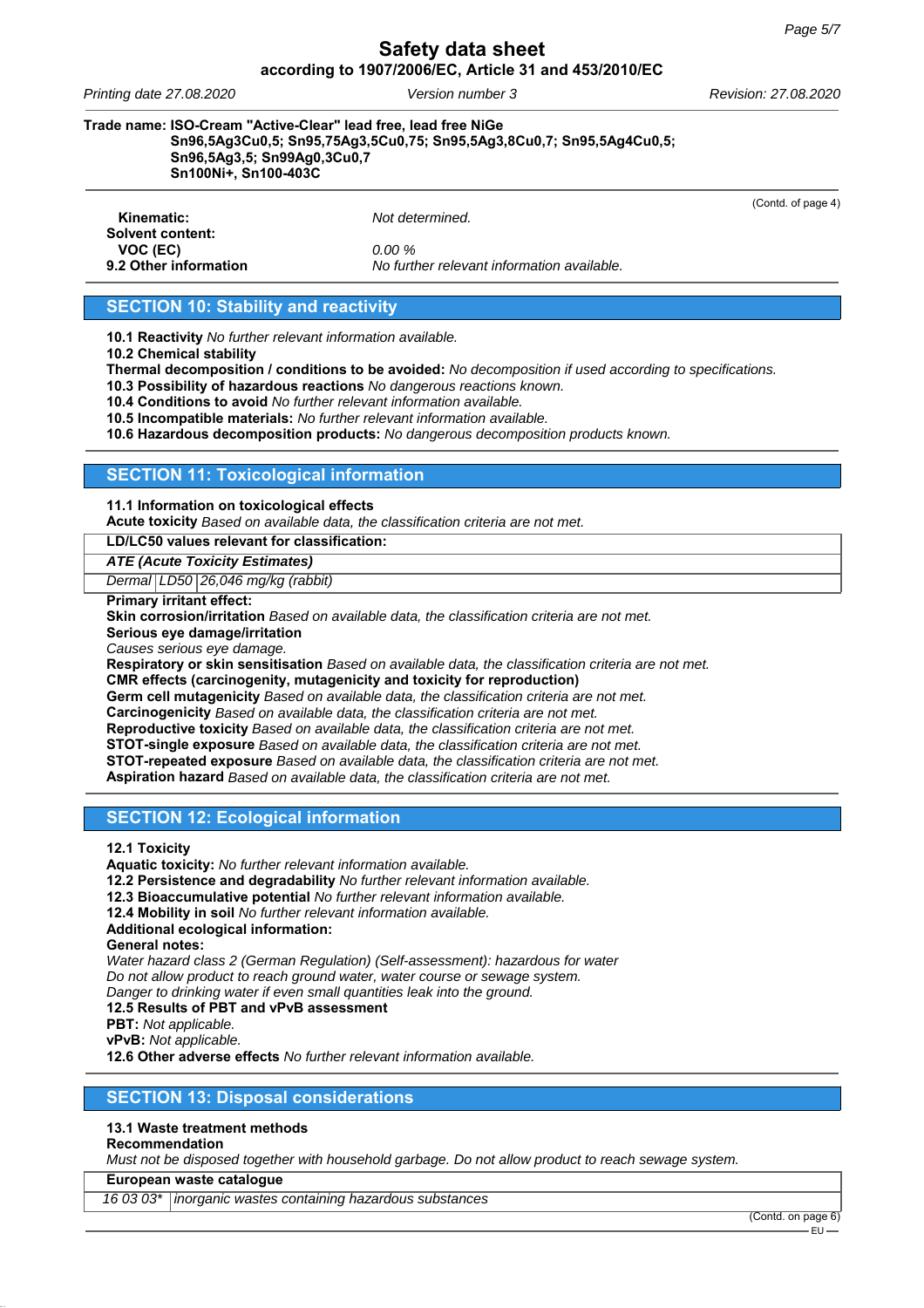**Trade name: ISO-Cream "Active-Clear" lead free, lead free NiGe Sn96,5Ag3Cu0,5; Sn95,75Ag3,5Cu0,75; Sn95,5Ag3,8Cu0,7; Sn95,5Ag4Cu0,5; Sn96,5Ag3,5; Sn99Ag0,3Cu0,7 Sn100Ni+, Sn100-403C**

(Contd. of page 4)

**Kinematic:** *Not determined.*
**Solvent content:**
**VOC (EC)** *0.00 %*
**9.2 Other information** *No further relevant information available.*

## SECTION 10: Stability and reactivity

**10.1 Reactivity** *No further relevant information available.*
**10.2 Chemical stability**
**Thermal decomposition / conditions to be avoided:** *No decomposition if used according to specifications.*
**10.3 Possibility of hazardous reactions** *No dangerous reactions known.*
**10.4 Conditions to avoid** *No further relevant information available.*
**10.5 Incompatible materials:** *No further relevant information available.*
**10.6 Hazardous decomposition products:** *No dangerous decomposition products known.*

## SECTION 11: Toxicological information

**11.1 Information on toxicological effects**
**Acute toxicity** *Based on available data, the classification criteria are not met.*

| **LD/LC50 values relevant for classification:** | | |
|---|---|---|
| ***ATE (Acute Toxicity Estimates)*** | | |
| *Dermal* | *LD50* | *26,046 mg/kg (rabbit)* |

**Primary irritant effect:**
**Skin corrosion/irritation** *Based on available data, the classification criteria are not met.*
**Serious eye damage/irritation**
*Causes serious eye damage.*
**Respiratory or skin sensitisation** *Based on available data, the classification criteria are not met.*
**CMR effects (carcinogenity, mutagenicity and toxicity for reproduction)**
**Germ cell mutagenicity** *Based on available data, the classification criteria are not met.*
**Carcinogenicity** *Based on available data, the classification criteria are not met.*
**Reproductive toxicity** *Based on available data, the classification criteria are not met.*
**STOT-single exposure** *Based on available data, the classification criteria are not met.*
**STOT-repeated exposure** *Based on available data, the classification criteria are not met.*
**Aspiration hazard** *Based on available data, the classification criteria are not met.*

## SECTION 12: Ecological information

**12.1 Toxicity**
**Aquatic toxicity:** *No further relevant information available.*
**12.2 Persistence and degradability** *No further relevant information available.*
**12.3 Bioaccumulative potential** *No further relevant information available.*
**12.4 Mobility in soil** *No further relevant information available.*
**Additional ecological information:**
**General notes:**
*Water hazard class 2 (German Regulation) (Self-assessment): hazardous for water*
*Do not allow product to reach ground water, water course or sewage system.*
*Danger to drinking water if even small quantities leak into the ground.*
**12.5 Results of PBT and vPvB assessment**
**PBT:** *Not applicable.*
**vPvB:** *Not applicable.*
**12.6 Other adverse effects** *No further relevant information available.*

## SECTION 13: Disposal considerations

**13.1 Waste treatment methods**
**Recommendation**
*Must not be disposed together with household garbage. Do not allow product to reach sewage system.*

| **European waste catalogue** | |
|---|---|
| *16 03 03\** | *inorganic wastes containing hazardous substances* |

(Contd. on page 6)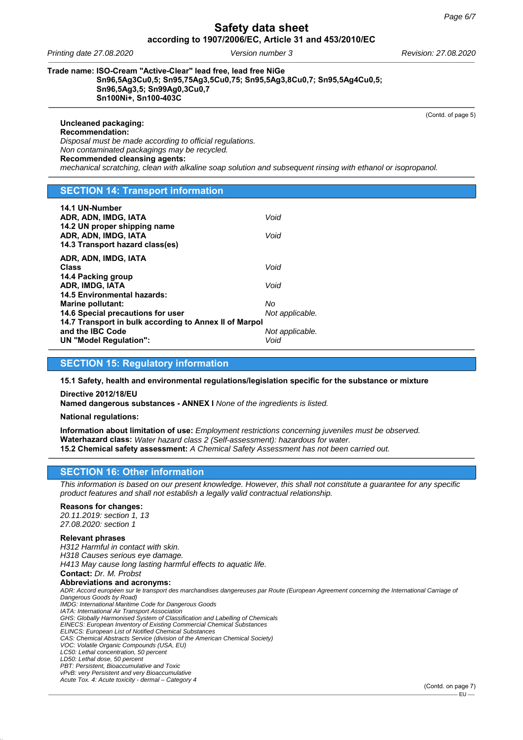Trade name: ISO-Cream "Active-Clear" lead free, lead free NiGe
Sn96,5Ag3Cu0,5; Sn95,75Ag3,5Cu0,75; Sn95,5Ag3,8Cu0,7; Sn95,5Ag4Cu0,5;
Sn96,5Ag3,5; Sn99Ag0,3Cu0,7
Sn100Ni+, Sn100-403C

(Contd. of page 5)

**Uncleaned packaging:**
**Recommendation:**
*Disposal must be made according to official regulations.*
*Non contaminated packagings may be recycled.*
**Recommended cleansing agents:**
*mechanical scratching, clean with alkaline soap solution and subsequent rinsing with ethanol or isopropanol.*

## SECTION 14: Transport information

| | |
|---|---|
| **14.1 UN-Number** | |
| **ADR, ADN, IMDG, IATA** | *Void* |
| **14.2 UN proper shipping name** | |
| **ADR, ADN, IMDG, IATA** | *Void* |
| **14.3 Transport hazard class(es)** | |
| **ADR, ADN, IMDG, IATA** | |
| **Class** | *Void* |
| **14.4 Packing group** | |
| **ADR, IMDG, IATA** | *Void* |
| **14.5 Environmental hazards:** | |
| **Marine pollutant:** | *No* |
| **14.6 Special precautions for user** | *Not applicable.* |
| **14.7 Transport in bulk according to Annex II of Marpol and the IBC Code** | *Not applicable.* |
| **UN "Model Regulation":** | *Void* |

## SECTION 15: Regulatory information

**15.1 Safety, health and environmental regulations/legislation specific for the substance or mixture**

**Directive 2012/18/EU**
**Named dangerous substances - ANNEX I** *None of the ingredients is listed.*

**National regulations:**

**Information about limitation of use:** *Employment restrictions concerning juveniles must be observed.*
**Waterhazard class:** *Water hazard class 2 (Self-assessment): hazardous for water.*
**15.2 Chemical safety assessment:** *A Chemical Safety Assessment has not been carried out.*

## SECTION 16: Other information

*This information is based on our present knowledge. However, this shall not constitute a guarantee for any specific product features and shall not establish a legally valid contractual relationship.*

**Reasons for changes:**
*20.11.2019: section 1, 13*
*27.08.2020: section 1*

**Relevant phrases**
*H312 Harmful in contact with skin.*
*H318 Causes serious eye damage.*
*H413 May cause long lasting harmful effects to aquatic life.*
**Contact:** *Dr. M. Probst*
**Abbreviations and acronyms:**
*ADR: Accord européen sur le transport des marchandises dangereuses par Route (European Agreement concerning the International Carriage of Dangerous Goods by Road)*
*IMDG: International Maritime Code for Dangerous Goods*
*IATA: International Air Transport Association*
*GHS: Globally Harmonised System of Classification and Labelling of Chemicals*
*EINECS: European Inventory of Existing Commercial Chemical Substances*
*ELINCS: European List of Notified Chemical Substances*
*CAS: Chemical Abstracts Service (division of the American Chemical Society)*
*VOC: Volatile Organic Compounds (USA, EU)*
*LC50: Lethal concentration, 50 percent*
*LD50: Lethal dose, 50 percent*
*PBT: Persistent, Bioaccumulative and Toxic*
*vPvB: very Persistent and very Bioaccumulative*
*Acute Tox. 4: Acute toxicity - dermal – Category 4*

(Contd. on page 7)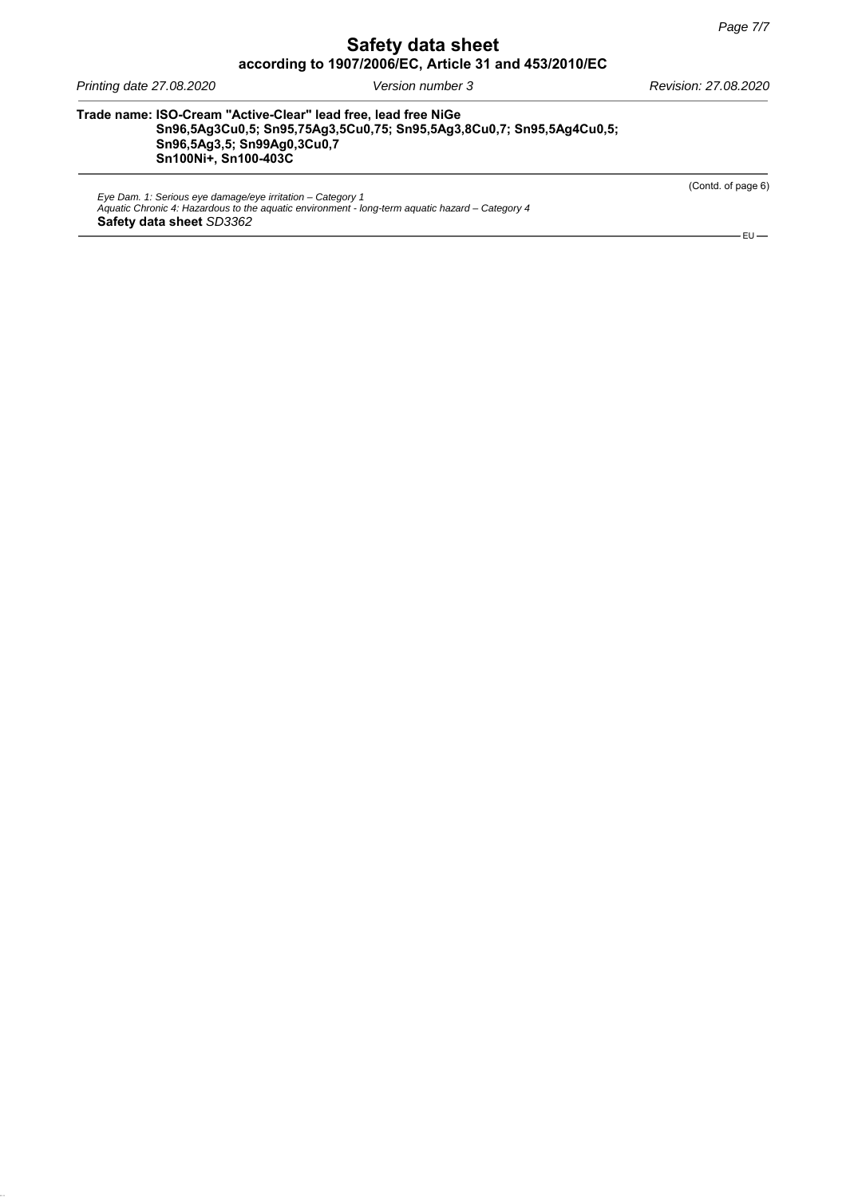*Eye Dam. 1: Serious eye damage/eye irritation – Category 1*
*Aquatic Chronic 4: Hazardous to the aquatic environment - long-term aquatic hazard – Category 4*

**Safety data sheet** *SD3362*